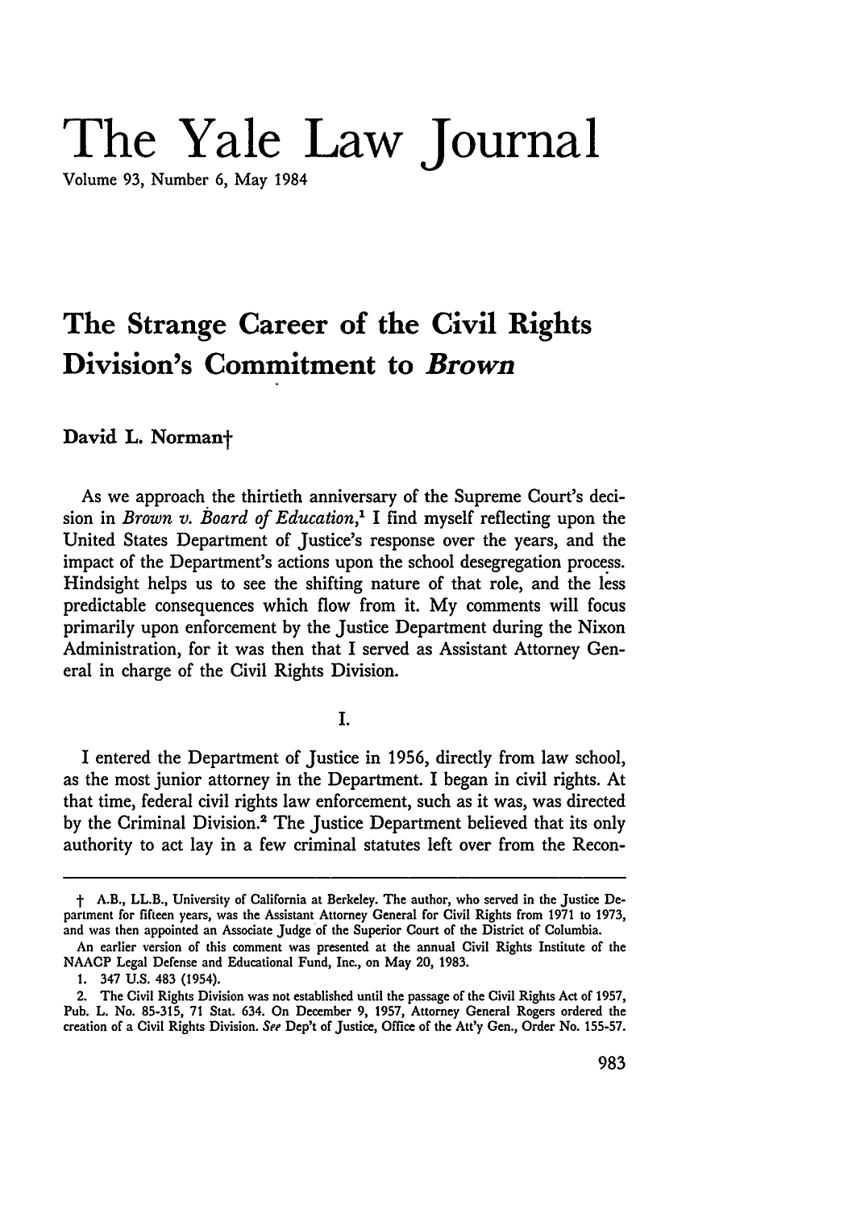# The Yale Law Journal

Volume 93, Number 6, May 1984

## The Strange Career of the Civil Rights Division's Commitment to *Brown*

**David L. Norman†**

As we approach the thirtieth anniversary of the Supreme Court's decision in *Brown v. Board of Education*,[1] I find myself reflecting upon the United States Department of Justice's response over the years, and the impact of the Department's actions upon the school desegregation process. Hindsight helps us to see the shifting nature of that role, and the less predictable consequences which flow from it. My comments will focus primarily upon enforcement by the Justice Department during the Nixon Administration, for it was then that I served as Assistant Attorney General in charge of the Civil Rights Division.

I.

I entered the Department of Justice in 1956, directly from law school, as the most junior attorney in the Department. I began in civil rights. At that time, federal civil rights law enforcement, such as it was, was directed by the Criminal Division.[2] The Justice Department believed that its only authority to act lay in a few criminal statutes left over from the Recon-

---

† A.B., LL.B., University of California at Berkeley. The author, who served in the Justice Department for fifteen years, was the Assistant Attorney General for Civil Rights from 1971 to 1973, and was then appointed an Associate Judge of the Superior Court of the District of Columbia.

An earlier version of this comment was presented at the annual Civil Rights Institute of the NAACP Legal Defense and Educational Fund, Inc., on May 20, 1983.

1. 347 U.S. 483 (1954).

2. The Civil Rights Division was not established until the passage of the Civil Rights Act of 1957, Pub. L. No. 85-315, 71 Stat. 634. On December 9, 1957, Attorney General Rogers ordered the creation of a Civil Rights Division. *See* Dep't of Justice, Office of the Att'y Gen., Order No. 155-57.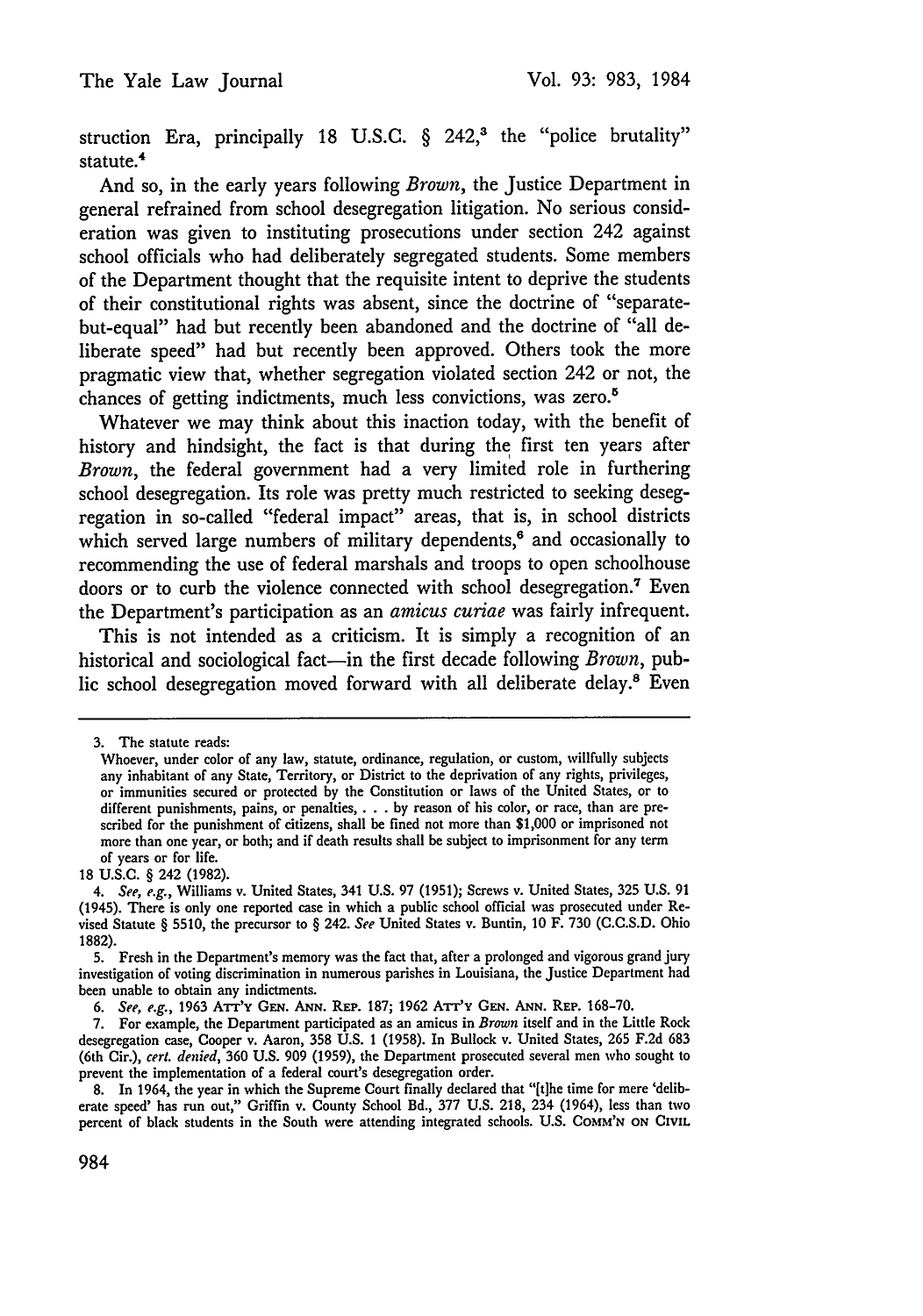struction Era, principally 18 U.S.C. § 242,[3] the "police brutality" statute.[4]

And so, in the early years following *Brown*, the Justice Department in general refrained from school desegregation litigation. No serious consideration was given to instituting prosecutions under section 242 against school officials who had deliberately segregated students. Some members of the Department thought that the requisite intent to deprive the students of their constitutional rights was absent, since the doctrine of "separate-but-equal" had but recently been abandoned and the doctrine of "all deliberate speed" had but recently been approved. Others took the more pragmatic view that, whether segregation violated section 242 or not, the chances of getting indictments, much less convictions, was zero.[5]

Whatever we may think about this inaction today, with the benefit of history and hindsight, the fact is that during the first ten years after *Brown*, the federal government had a very limited role in furthering school desegregation. Its role was pretty much restricted to seeking desegregation in so-called "federal impact" areas, that is, in school districts which served large numbers of military dependents,[6] and occasionally to recommending the use of federal marshals and troops to open schoolhouse doors or to curb the violence connected with school desegregation.[7] Even the Department's participation as an *amicus curiae* was fairly infrequent.

This is not intended as a criticism. It is simply a recognition of an historical and sociological fact—in the first decade following *Brown*, public school desegregation moved forward with all deliberate delay.[8] Even

---

3. The statute reads:

Whoever, under color of any law, statute, ordinance, regulation, or custom, willfully subjects any inhabitant of any State, Territory, or District to the deprivation of any rights, privileges, or immunities secured or protected by the Constitution or laws of the United States, or to different punishments, pains, or penalties, . . . by reason of his color, or race, than are prescribed for the punishment of citizens, shall be fined not more than $1,000 or imprisoned not more than one year, or both; and if death results shall be subject to imprisonment for any term of years or for life.

18 U.S.C. § 242 (1982).

4. *See, e.g.*, Williams v. United States, 341 U.S. 97 (1951); Screws v. United States, 325 U.S. 91 (1945). There is only one reported case in which a public school official was prosecuted under Revised Statute § 5510, the precursor to § 242. *See* United States v. Buntin, 10 F. 730 (C.C.S.D. Ohio 1882).

5. Fresh in the Department's memory was the fact that, after a prolonged and vigorous grand jury investigation of voting discrimination in numerous parishes in Louisiana, the Justice Department had been unable to obtain any indictments.

6. *See, e.g.*, 1963 ATT'Y GEN. ANN. REP. 187; 1962 ATT'Y GEN. ANN. REP. 168-70.

7. For example, the Department participated as an amicus in *Brown* itself and in the Little Rock desegregation case, Cooper v. Aaron, 358 U.S. 1 (1958). In Bullock v. United States, 265 F.2d 683 (6th Cir.), *cert. denied*, 360 U.S. 909 (1959), the Department prosecuted several men who sought to prevent the implementation of a federal court's desegregation order.

8. In 1964, the year in which the Supreme Court finally declared that "[t]he time for mere 'deliberate speed' has run out," Griffin v. County School Bd., 377 U.S. 218, 234 (1964), less than two percent of black students in the South were attending integrated schools. U.S. COMM'N ON CIVIL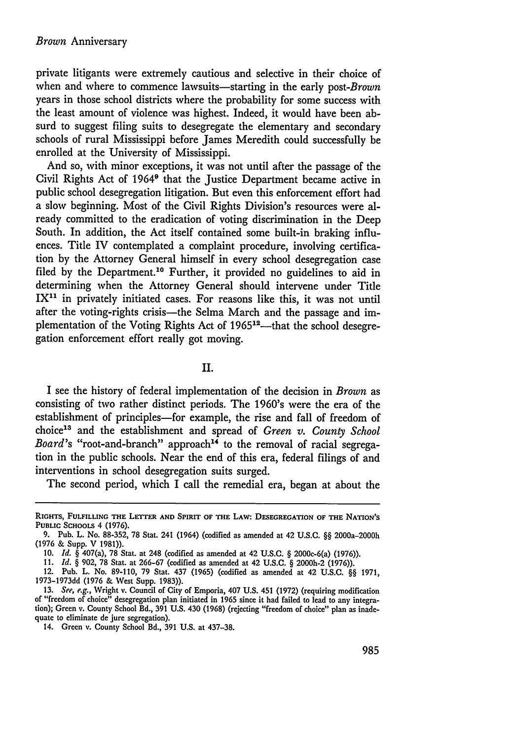private litigants were extremely cautious and selective in their choice of when and where to commence lawsuits—starting in the early post-*Brown* years in those school districts where the probability for some success with the least amount of violence was highest. Indeed, it would have been absurd to suggest filing suits to desegregate the elementary and secondary schools of rural Mississippi before James Meredith could successfully be enrolled at the University of Mississippi.

And so, with minor exceptions, it was not until after the passage of the Civil Rights Act of 1964[9] that the Justice Department became active in public school desegregation litigation. But even this enforcement effort had a slow beginning. Most of the Civil Rights Division's resources were already committed to the eradication of voting discrimination in the Deep South. In addition, the Act itself contained some built-in braking influences. Title IV contemplated a complaint procedure, involving certification by the Attorney General himself in every school desegregation case filed by the Department.[10] Further, it provided no guidelines to aid in determining when the Attorney General should intervene under Title IX[11] in privately initiated cases. For reasons like this, it was not until after the voting-rights crisis—the Selma March and the passage and implementation of the Voting Rights Act of 1965[12]—that the school desegregation enforcement effort really got moving.

## II.

I see the history of federal implementation of the decision in *Brown* as consisting of two rather distinct periods. The 1960's were the era of the establishment of principles—for example, the rise and fall of freedom of choice[13] and the establishment and spread of *Green v. County School Board*'s "root-and-branch" approach[14] to the removal of racial segregation in the public schools. Near the end of this era, federal filings of and interventions in school desegregation suits surged.

The second period, which I call the remedial era, began at about the

---

RIGHTS, FULFILLING THE LETTER AND SPIRIT OF THE LAW: DESEGREGATION OF THE NATION'S PUBLIC SCHOOLS 4 (1976).

9. Pub. L. No. 88-352, 78 Stat. 241 (1964) (codified as amended at 42 U.S.C. §§ 2000a-2000h (1976 & Supp. V 1981)).

10. *Id.* § 407(a), 78 Stat. at 248 (codified as amended at 42 U.S.C. § 2000c-6(a) (1976)).

11. *Id.* § 902, 78 Stat. at 266-67 (codified as amended at 42 U.S.C. § 2000h-2 (1976)).

12. Pub. L. No. 89-110, 79 Stat. 437 (1965) (codified as amended at 42 U.S.C. §§ 1971, 1973-1973dd (1976 & West Supp. 1983)).

13. *See, e.g.*, Wright v. Council of City of Emporia, 407 U.S. 451 (1972) (requiring modification of "freedom of choice" desegregation plan initiated in 1965 since it had failed to lead to any integration); Green v. County School Bd., 391 U.S. 430 (1968) (rejecting "freedom of choice" plan as inadequate to eliminate de jure segregation).

14. Green v. County School Bd., 391 U.S. at 437-38.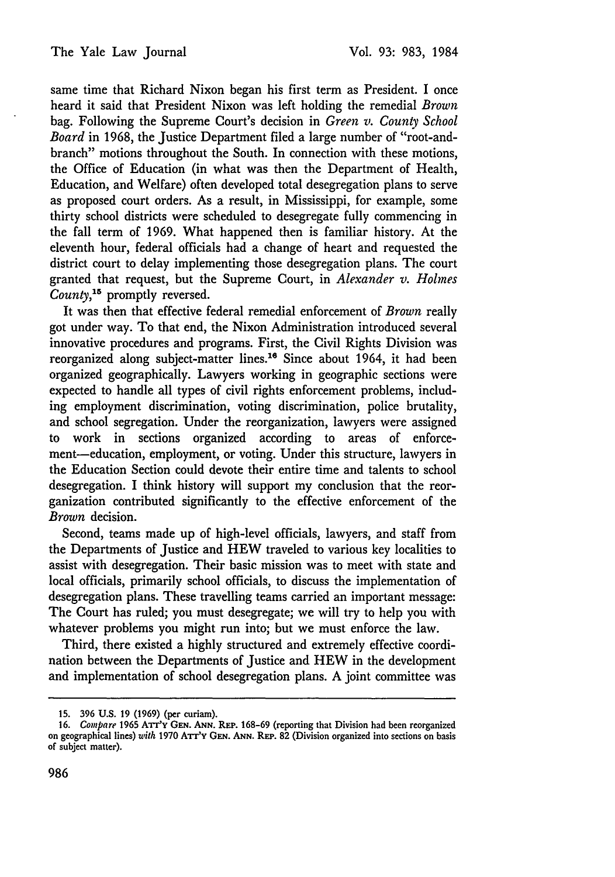same time that Richard Nixon began his first term as President. I once heard it said that President Nixon was left holding the remedial *Brown* bag. Following the Supreme Court's decision in *Green v. County School Board* in 1968, the Justice Department filed a large number of "root-and-branch" motions throughout the South. In connection with these motions, the Office of Education (in what was then the Department of Health, Education, and Welfare) often developed total desegregation plans to serve as proposed court orders. As a result, in Mississippi, for example, some thirty school districts were scheduled to desegregate fully commencing in the fall term of 1969. What happened then is familiar history. At the eleventh hour, federal officials had a change of heart and requested the district court to delay implementing those desegregation plans. The court granted that request, but the Supreme Court, in *Alexander v. Holmes County*,[15] promptly reversed.

It was then that effective federal remedial enforcement of *Brown* really got under way. To that end, the Nixon Administration introduced several innovative procedures and programs. First, the Civil Rights Division was reorganized along subject-matter lines.[16] Since about 1964, it had been organized geographically. Lawyers working in geographic sections were expected to handle all types of civil rights enforcement problems, including employment discrimination, voting discrimination, police brutality, and school segregation. Under the reorganization, lawyers were assigned to work in sections organized according to areas of enforcement—education, employment, or voting. Under this structure, lawyers in the Education Section could devote their entire time and talents to school desegregation. I think history will support my conclusion that the reorganization contributed significantly to the effective enforcement of the *Brown* decision.

Second, teams made up of high-level officials, lawyers, and staff from the Departments of Justice and HEW traveled to various key localities to assist with desegregation. Their basic mission was to meet with state and local officials, primarily school officials, to discuss the implementation of desegregation plans. These travelling teams carried an important message: The Court has ruled; you must desegregate; we will try to help you with whatever problems you might run into; but we must enforce the law.

Third, there existed a highly structured and extremely effective coordination between the Departments of Justice and HEW in the development and implementation of school desegregation plans. A joint committee was

---

15. 396 U.S. 19 (1969) (per curiam).

16. *Compare* 1965 ATT'Y GEN. ANN. REP. 168-69 (reporting that Division had been reorganized on geographical lines) *with* 1970 ATT'Y GEN. ANN. REP. 82 (Division organized into sections on basis of subject matter).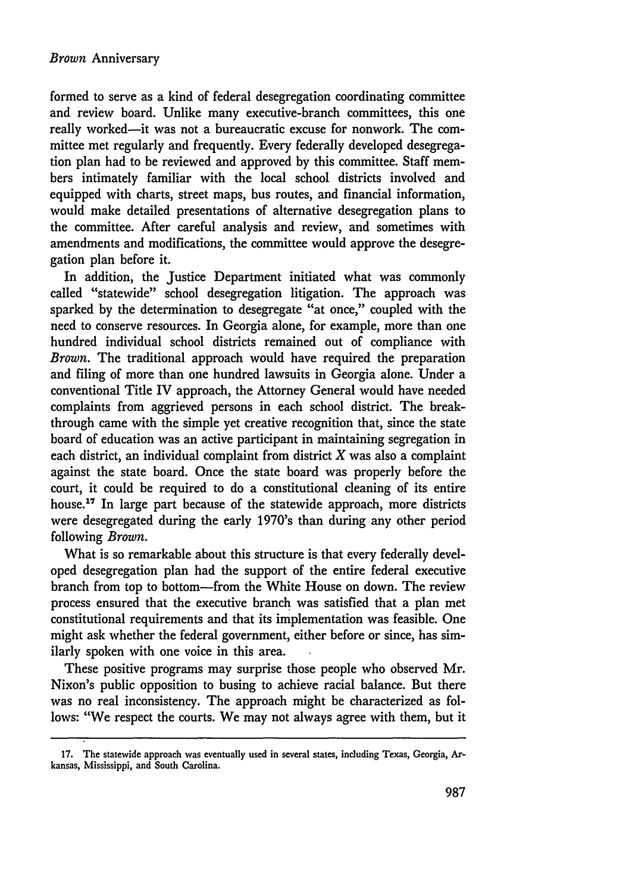formed to serve as a kind of federal desegregation coordinating committee and review board. Unlike many executive-branch committees, this one really worked—it was not a bureaucratic excuse for nonwork. The committee met regularly and frequently. Every federally developed desegregation plan had to be reviewed and approved by this committee. Staff members intimately familiar with the local school districts involved and equipped with charts, street maps, bus routes, and financial information, would make detailed presentations of alternative desegregation plans to the committee. After careful analysis and review, and sometimes with amendments and modifications, the committee would approve the desegregation plan before it.

In addition, the Justice Department initiated what was commonly called "statewide" school desegregation litigation. The approach was sparked by the determination to desegregate "at once," coupled with the need to conserve resources. In Georgia alone, for example, more than one hundred individual school districts remained out of compliance with *Brown*. The traditional approach would have required the preparation and filing of more than one hundred lawsuits in Georgia alone. Under a conventional Title IV approach, the Attorney General would have needed complaints from aggrieved persons in each school district. The breakthrough came with the simple yet creative recognition that, since the state board of education was an active participant in maintaining segregation in each district, an individual complaint from district *X* was also a complaint against the state board. Once the state board was properly before the court, it could be required to do a constitutional cleaning of its entire house.[17] In large part because of the statewide approach, more districts were desegregated during the early 1970's than during any other period following *Brown*.

What is so remarkable about this structure is that every federally developed desegregation plan had the support of the entire federal executive branch from top to bottom—from the White House on down. The review process ensured that the executive branch was satisfied that a plan met constitutional requirements and that its implementation was feasible. One might ask whether the federal government, either before or since, has similarly spoken with one voice in this area.

These positive programs may surprise those people who observed Mr. Nixon's public opposition to busing to achieve racial balance. But there was no real inconsistency. The approach might be characterized as follows: "We respect the courts. We may not always agree with them, but it

---

17. The statewide approach was eventually used in several states, including Texas, Georgia, Arkansas, Mississippi, and South Carolina.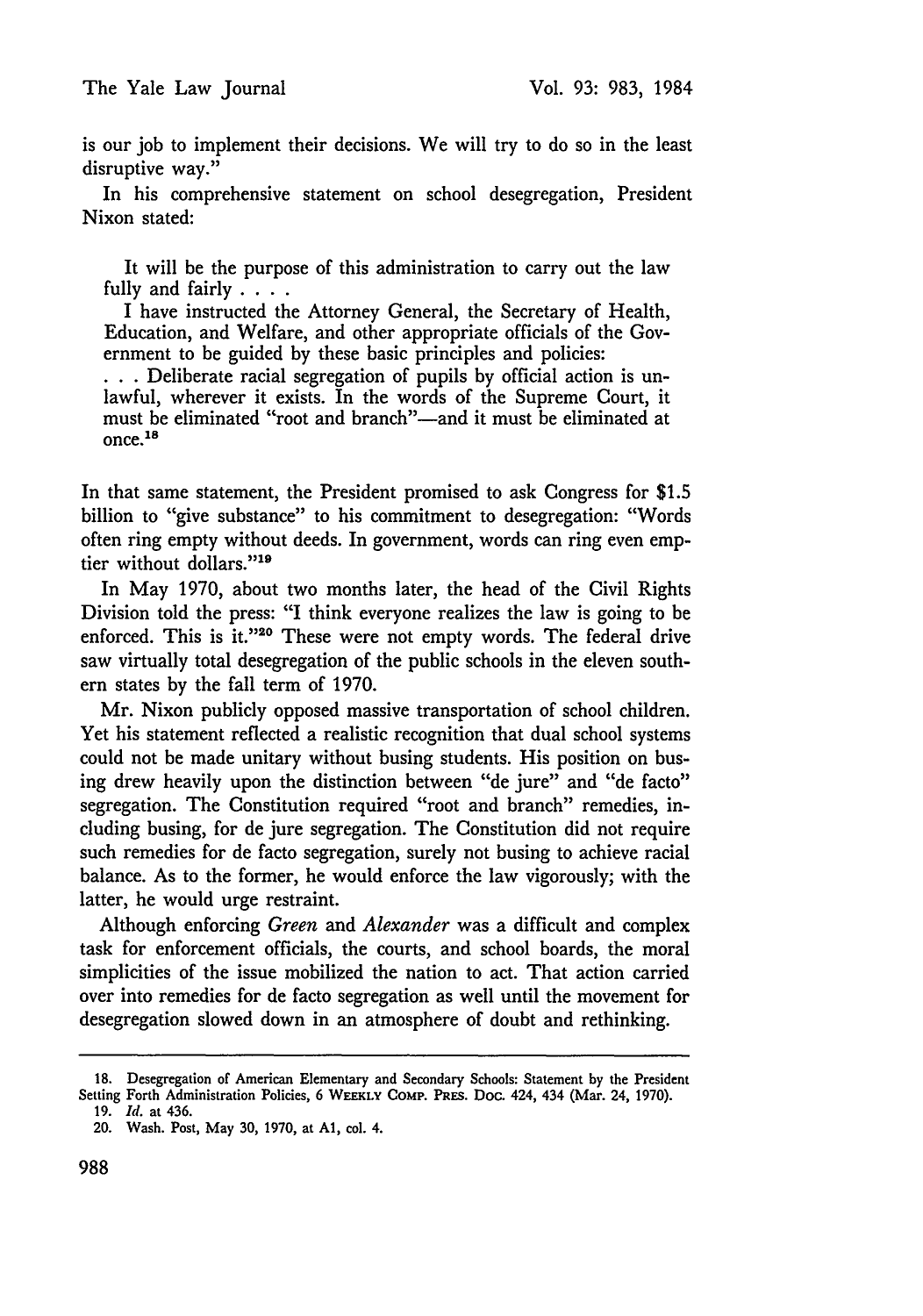is our job to implement their decisions. We will try to do so in the least disruptive way."

In his comprehensive statement on school desegregation, President Nixon stated:

> It will be the purpose of this administration to carry out the law fully and fairly . . . .
>
> I have instructed the Attorney General, the Secretary of Health, Education, and Welfare, and other appropriate officials of the Government to be guided by these basic principles and policies:
>
> . . . Deliberate racial segregation of pupils by official action is unlawful, wherever it exists. In the words of the Supreme Court, it must be eliminated "root and branch"—and it must be eliminated at once.[18]

In that same statement, the President promised to ask Congress for $1.5 billion to "give substance" to his commitment to desegregation: "Words often ring empty without deeds. In government, words can ring even emptier without dollars."[19]

In May 1970, about two months later, the head of the Civil Rights Division told the press: "I think everyone realizes the law is going to be enforced. This is it."[20] These were not empty words. The federal drive saw virtually total desegregation of the public schools in the eleven southern states by the fall term of 1970.

Mr. Nixon publicly opposed massive transportation of school children. Yet his statement reflected a realistic recognition that dual school systems could not be made unitary without busing students. His position on busing drew heavily upon the distinction between "de jure" and "de facto" segregation. The Constitution required "root and branch" remedies, including busing, for de jure segregation. The Constitution did not require such remedies for de facto segregation, surely not busing to achieve racial balance. As to the former, he would enforce the law vigorously; with the latter, he would urge restraint.

Although enforcing *Green* and *Alexander* was a difficult and complex task for enforcement officials, the courts, and school boards, the moral simplicities of the issue mobilized the nation to act. That action carried over into remedies for de facto segregation as well until the movement for desegregation slowed down in an atmosphere of doubt and rethinking.

---

18. Desegregation of American Elementary and Secondary Schools: Statement by the President Setting Forth Administration Policies, 6 WEEKLY COMP. PRES. DOC. 424, 434 (Mar. 24, 1970).

19. *Id.* at 436.

20. Wash. Post, May 30, 1970, at A1, col. 4.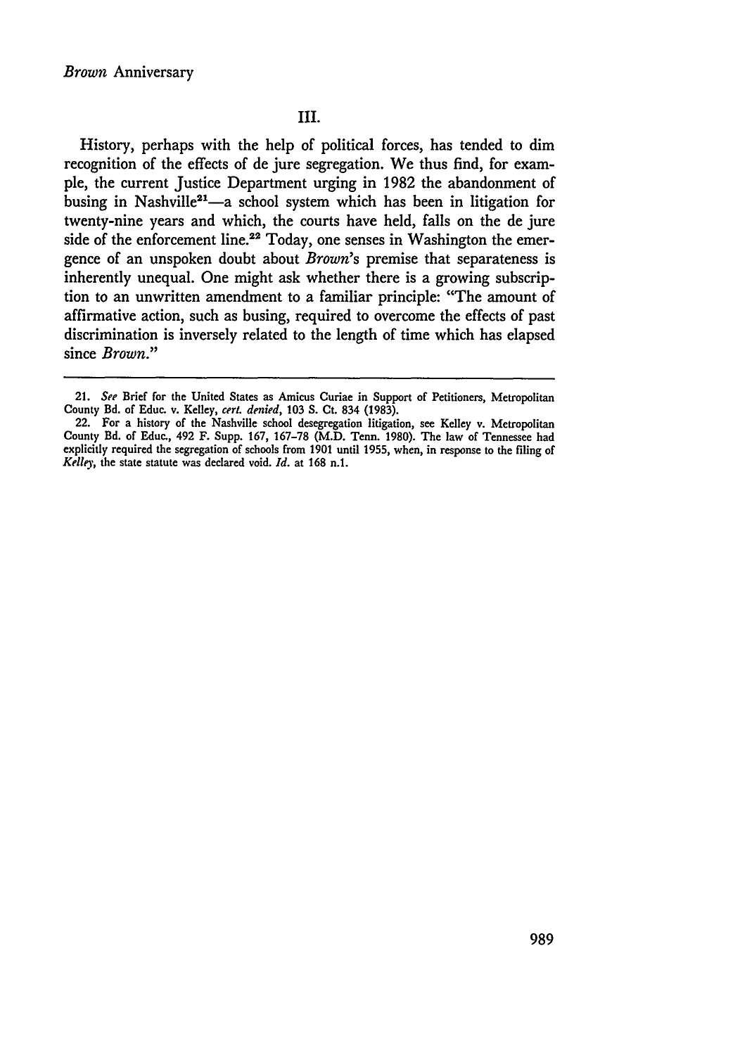## III.

History, perhaps with the help of political forces, has tended to dim recognition of the effects of de jure segregation. We thus find, for example, the current Justice Department urging in 1982 the abandonment of busing in Nashville[21]—a school system which has been in litigation for twenty-nine years and which, the courts have held, falls on the de jure side of the enforcement line.[22] Today, one senses in Washington the emergence of an unspoken doubt about *Brown*'s premise that separateness is inherently unequal. One might ask whether there is a growing subscription to an unwritten amendment to a familiar principle: "The amount of affirmative action, such as busing, required to overcome the effects of past discrimination is inversely related to the length of time which has elapsed since *Brown*."

---

21. *See* Brief for the United States as Amicus Curiae in Support of Petitioners, Metropolitan County Bd. of Educ. v. Kelley, *cert. denied*, 103 S. Ct. 834 (1983).

22. For a history of the Nashville school desegregation litigation, see Kelley v. Metropolitan County Bd. of Educ., 492 F. Supp. 167, 167-78 (M.D. Tenn. 1980). The law of Tennessee had explicitly required the segregation of schools from 1901 until 1955, when, in response to the filing of *Kelley*, the state statute was declared void. *Id.* at 168 n.1.